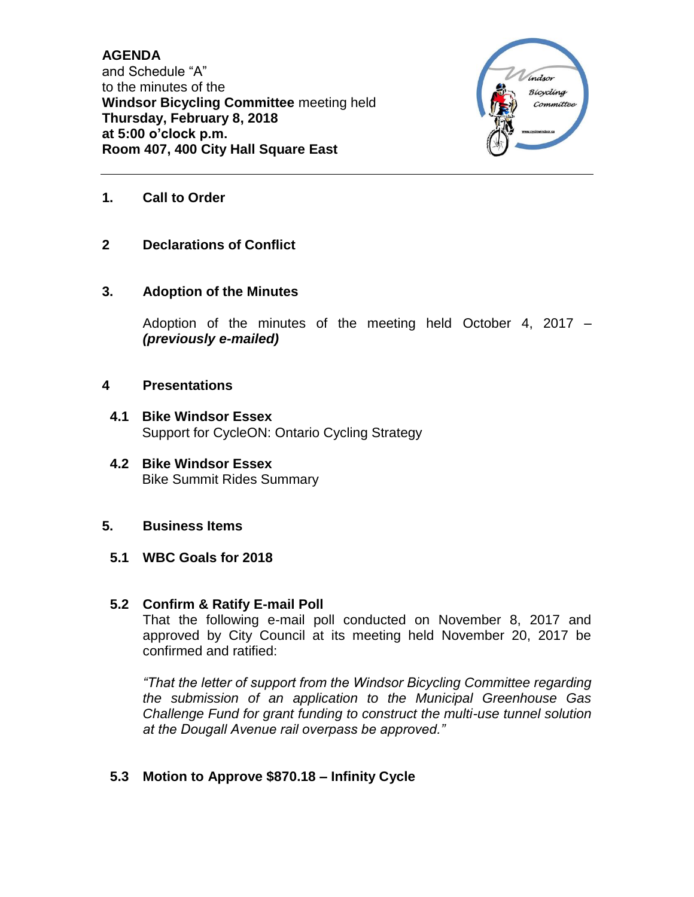**AGENDA**
and Schedule "A"
to the minutes of the
**Windsor Bicycling Committee** meeting held
**Thursday, February 8, 2018**
**at 5:00 o'clock p.m.**
**Room 407, 400 City Hall Square East**

---

## 1. Call to Order

## 2 Declarations of Conflict

## 3. Adoption of the Minutes

Adoption of the minutes of the meeting held October 4, 2017 – ***(previously e-mailed)***

## 4 Presentations

### 4.1 Bike Windsor Essex

Support for CycleON: Ontario Cycling Strategy

### 4.2 Bike Windsor Essex

Bike Summit Rides Summary

## 5. Business Items

### 5.1 WBC Goals for 2018

### 5.2 Confirm & Ratify E-mail Poll

That the following e-mail poll conducted on November 8, 2017 and approved by City Council at its meeting held November 20, 2017 be confirmed and ratified:

*"That the letter of support from the Windsor Bicycling Committee regarding the submission of an application to the Municipal Greenhouse Gas Challenge Fund for grant funding to construct the multi-use tunnel solution at the Dougall Avenue rail overpass be approved."*

### 5.3 Motion to Approve $870.18 – Infinity Cycle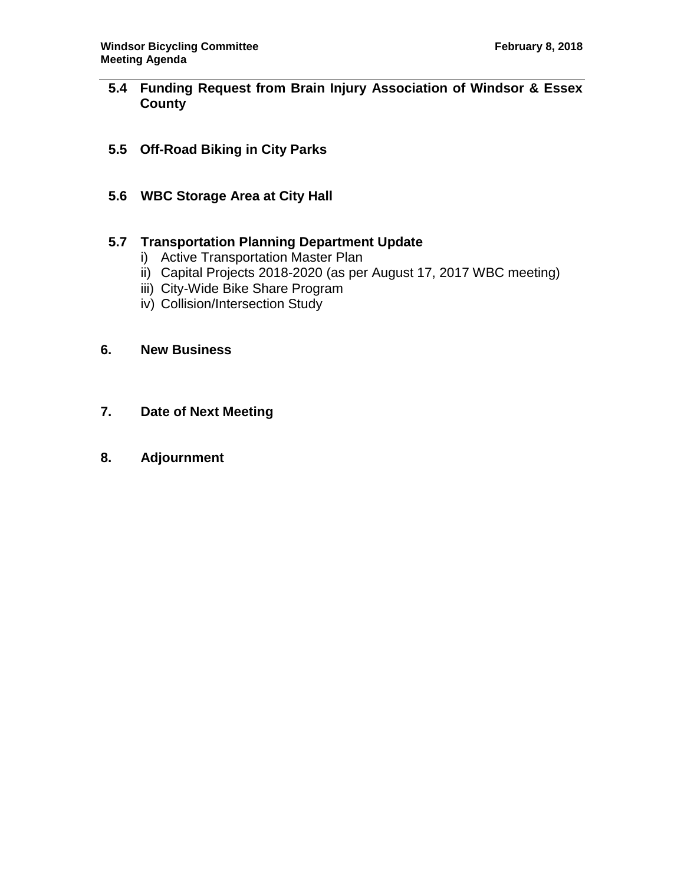## 5.4 Funding Request from Brain Injury Association of Windsor & Essex County

## 5.5 Off-Road Biking in City Parks

## 5.6 WBC Storage Area at City Hall

## 5.7 Transportation Planning Department Update

i) Active Transportation Master Plan
ii) Capital Projects 2018-2020 (as per August 17, 2017 WBC meeting)
iii) City-Wide Bike Share Program
iv) Collision/Intersection Study

## 6. New Business

## 7. Date of Next Meeting

## 8. Adjournment